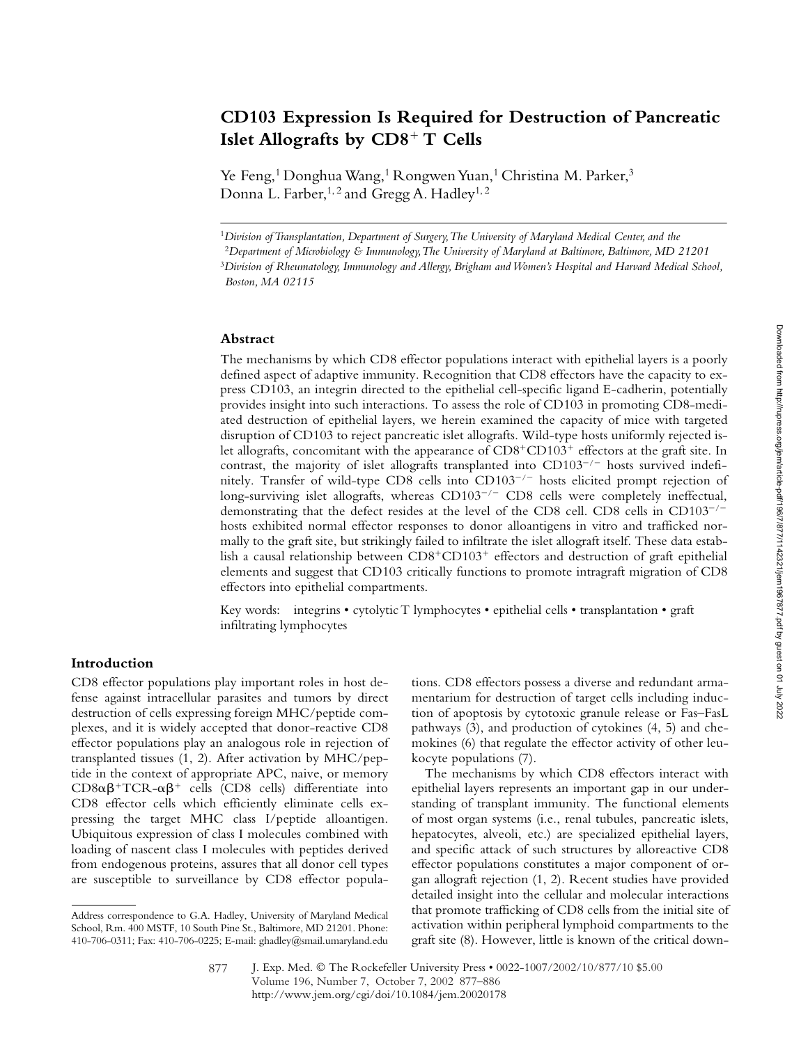# CD103 Expression Is Required for Destruction of Pancreatic Islet Allografts by CD8$^+$ T Cells

Ye Feng,[1] Donghua Wang,[1] Rongwen Yuan,[1] Christina M. Parker,[3] Donna L. Farber,[1,2] and Gregg A. Hadley[1,2]

[1]*Division of Transplantation, Department of Surgery, The University of Maryland Medical Center, and the*
[2]*Department of Microbiology & Immunology, The University of Maryland at Baltimore, Baltimore, MD 21201*
[3]*Division of Rheumatology, Immunology and Allergy, Brigham and Women's Hospital and Harvard Medical School, Boston, MA 02115*

## Abstract

The mechanisms by which CD8 effector populations interact with epithelial layers is a poorly defined aspect of adaptive immunity. Recognition that CD8 effectors have the capacity to express CD103, an integrin directed to the epithelial cell-specific ligand E-cadherin, potentially provides insight into such interactions. To assess the role of CD103 in promoting CD8-mediated destruction of epithelial layers, we herein examined the capacity of mice with targeted disruption of CD103 to reject pancreatic islet allografts. Wild-type hosts uniformly rejected islet allografts, concomitant with the appearance of CD8$^+$CD103$^+$ effectors at the graft site. In contrast, the majority of islet allografts transplanted into CD103$^{-/-}$ hosts survived indefinitely. Transfer of wild-type CD8 cells into CD103$^{-/-}$ hosts elicited prompt rejection of long-surviving islet allografts, whereas CD103$^{-/-}$ CD8 cells were completely ineffectual, demonstrating that the defect resides at the level of the CD8 cell. CD8 cells in CD103$^{-/-}$ hosts exhibited normal effector responses to donor alloantigens in vitro and trafficked normally to the graft site, but strikingly failed to infiltrate the islet allograft itself. These data establish a causal relationship between CD8$^+$CD103$^+$ effectors and destruction of graft epithelial elements and suggest that CD103 critically functions to promote intragraft migration of CD8 effectors into epithelial compartments.

Key words: integrins • cytolytic T lymphocytes • epithelial cells • transplantation • graft infiltrating lymphocytes

## Introduction

CD8 effector populations play important roles in host defense against intracellular parasites and tumors by direct destruction of cells expressing foreign MHC/peptide complexes, and it is widely accepted that donor-reactive CD8 effector populations play an analogous role in rejection of transplanted tissues (1, 2). After activation by MHC/peptide in the context of appropriate APC, naive, or memory CD8$\alpha\beta^+$TCR-$\alpha\beta^+$ cells (CD8 cells) differentiate into CD8 effector cells which efficiently eliminate cells expressing the target MHC class I/peptide alloantigen. Ubiquitous expression of class I molecules combined with loading of nascent class I molecules with peptides derived from endogenous proteins, assures that all donor cell types are susceptible to surveillance by CD8 effector populations. CD8 effectors possess a diverse and redundant armamentarium for destruction of target cells including induction of apoptosis by cytotoxic granule release or Fas–FasL pathways (3), and production of cytokines (4, 5) and chemokines (6) that regulate the effector activity of other leukocyte populations (7).

The mechanisms by which CD8 effectors interact with epithelial layers represents an important gap in our understanding of transplant immunity. The functional elements of most organ systems (i.e., renal tubules, pancreatic islets, hepatocytes, alveoli, etc.) are specialized epithelial layers, and specific attack of such structures by alloreactive CD8 effector populations constitutes a major component of organ allograft rejection (1, 2). Recent studies have provided detailed insight into the cellular and molecular interactions that promote trafficking of CD8 cells from the initial site of activation within peripheral lymphoid compartments to the graft site (8). However, little is known of the critical down-

Address correspondence to G.A. Hadley, University of Maryland Medical School, Rm. 400 MSTF, 10 South Pine St., Baltimore, MD 21201. Phone: 410-706-0311; Fax: 410-706-0225; E-mail: ghadley@smail.umaryland.edu

J. Exp. Med. © The Rockefeller University Press • 0022-1007/2002/10/877/10 $5.00
Volume 196, Number 7, October 7, 2002 877–886
http://www.jem.org/cgi/doi/10.1084/jem.20020178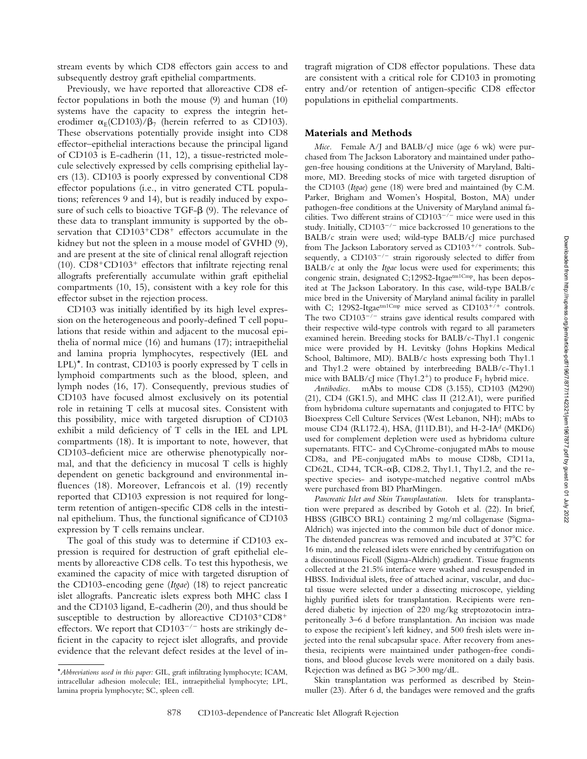stream events by which CD8 effectors gain access to and subsequently destroy graft epithelial compartments.

Previously, we have reported that alloreactive CD8 effector populations in both the mouse (9) and human (10) systems have the capacity to express the integrin heterodimer $\alpha_E$(CD103)/$\beta_7$ (herein referred to as CD103). These observations potentially provide insight into CD8 effector–epithelial interactions because the principal ligand of CD103 is E-cadherin (11, 12), a tissue-restricted molecule selectively expressed by cells comprising epithelial layers (13). CD103 is poorly expressed by conventional CD8 effector populations (i.e., in vitro generated CTL populations; references 9 and 14), but is readily induced by exposure of such cells to bioactive TGF-$\beta$ (9). The relevance of these data to transplant immunity is supported by the observation that $CD103^+CD8^+$ effectors accumulate in the kidney but not the spleen in a mouse model of GVHD (9), and are present at the site of clinical renal allograft rejection (10). $CD8^+CD103^+$ effectors that infiltrate rejecting renal allografts preferentially accumulate within graft epithelial compartments (10, 15), consistent with a key role for this effector subset in the rejection process.

CD103 was initially identified by its high level expression on the heterogeneous and poorly-defined T cell populations that reside within and adjacent to the mucosal epithelia of normal mice (16) and humans (17); intraepithelial and lamina propria lymphocytes, respectively (IEL and LPL)*. In contrast, CD103 is poorly expressed by T cells in lymphoid compartments such as the blood, spleen, and lymph nodes (16, 17). Consequently, previous studies of CD103 have focused almost exclusively on its potential role in retaining T cells at mucosal sites. Consistent with this possibility, mice with targeted disruption of CD103 exhibit a mild deficiency of T cells in the IEL and LPL compartments (18). It is important to note, however, that CD103-deficient mice are otherwise phenotypically normal, and that the deficiency in mucosal T cells is highly dependent on genetic background and environmental influences (18). Moreover, Lefrancois et al. (19) recently reported that CD103 expression is not required for long-term retention of antigen-specific CD8 cells in the intestinal epithelium. Thus, the functional significance of CD103 expression by T cells remains unclear.

The goal of this study was to determine if CD103 expression is required for destruction of graft epithelial elements by alloreactive CD8 cells. To test this hypothesis, we examined the capacity of mice with targeted disruption of the CD103-encoding gene (*Itgae*) (18) to reject pancreatic islet allografts. Pancreatic islets express both MHC class I and the CD103 ligand, E-cadherin (20), and thus should be susceptible to destruction by alloreactive $CD103^+CD8^+$ effectors. We report that $CD103^{-/-}$ hosts are strikingly deficient in the capacity to reject islet allografts, and provide evidence that the relevant defect resides at the level of intragraft migration of CD8 effector populations. These data are consistent with a critical role for CD103 in promoting entry and/or retention of antigen-specific CD8 effector populations in epithelial compartments.

*Abbreviations used in this paper: GIL, graft infiltrating lymphocyte; ICAM, intracellular adhesion molecule; IEL, intraepithelial lymphocyte; LPL, lamina propria lymphocyte; SC, spleen cell.

## Materials and Methods

*Mice.* Female A/J and BALB/cJ mice (age 6 wk) were purchased from The Jackson Laboratory and maintained under pathogen-free housing conditions at the University of Maryland, Baltimore, MD. Breeding stocks of mice with targeted disruption of the CD103 (*Itgae*) gene (18) were bred and maintained (by C.M. Parker, Brigham and Women's Hospital, Boston, MA) under pathogen-free conditions at the University of Maryland animal facilities. Two different strains of $CD103^{-/-}$ mice were used in this study. Initially, $CD103^{-/-}$ mice backcrossed 10 generations to the BALB/c strain were used; wild-type BALB/cJ mice purchased from The Jackson Laboratory served as $CD103^{+/+}$ controls. Subsequently, a $CD103^{-/-}$ strain rigorously selected to differ from BALB/c at only the *Itgae* locus were used for experiments; this congenic strain, designated C;129S2-Itgae$^{tm1Cmp}$, has been deposited at The Jackson Laboratory. In this case, wild-type BALB/c mice bred in the University of Maryland animal facility in parallel with C; 129S2-Itgae$^{tm1Cmp}$ mice served as $CD103^{+/+}$ controls. The two $CD103^{-/-}$ strains gave identical results compared with their respective wild-type controls with regard to all parameters examined herein. Breeding stocks for BALB/c-Thy1.1 congenic mice were provided by H. Levitsky (Johns Hopkins Medical School, Baltimore, MD). BALB/c hosts expressing both Thy1.1 and Thy1.2 were obtained by interbreeding BALB/c-Thy1.1 mice with BALB/cJ mice ($Thy1.2^+$) to produce $F_1$ hybrid mice.

*Antibodies.* mAbs to mouse CD8 (3.155), CD103 (M290) (21), CD4 (GK1.5), and MHC class II (212.A1), were purified from hybridoma culture supernatants and conjugated to FITC by Bioexpress Cell Culture Services (West Lebanon, NH); mAbs to mouse CD4 (RL172.4), HSA, (J11D.B1), and H-2-IA$^d$ (MKD6) used for complement depletion were used as hybridoma culture supernatants. FITC- and CyChrome-conjugated mAbs to mouse CD8a, and PE-conjugated mAbs to mouse CD8b, CD11a, CD62L, CD44, TCR-$\alpha\beta$, CD8.2, Thy1.1, Thy1.2, and the respective species- and isotype-matched negative control mAbs were purchased from BD PharMingen.

*Pancreatic Islet and Skin Transplantation.* Islets for transplantation were prepared as described by Gotoh et al. (22). In brief, HBSS (GIBCO BRL) containing 2 mg/ml collagenase (Sigma-Aldrich) was injected into the common bile duct of donor mice. The distended pancreas was removed and incubated at 37°C for 16 min, and the released islets were enriched by centrifugation on a discontinuous Ficoll (Sigma-Aldrich) gradient. Tissue fragments collected at the 21.5% interface were washed and resuspended in HBSS. Individual islets, free of attached acinar, vascular, and ductal tissue were selected under a dissecting microscope, yielding highly purified islets for transplantation. Recipients were rendered diabetic by injection of 220 mg/kg streptozotocin intraperitoneally 3–6 d before transplantation. An incision was made to expose the recipient's left kidney, and 500 fresh islets were injected into the renal subcapsular space. After recovery from anesthesia, recipients were maintained under pathogen-free conditions, and blood glucose levels were monitored on a daily basis. Rejection was defined as BG >300 mg/dL.

Skin transplantation was performed as described by Steinmuller (23). After 6 d, the bandages were removed and the grafts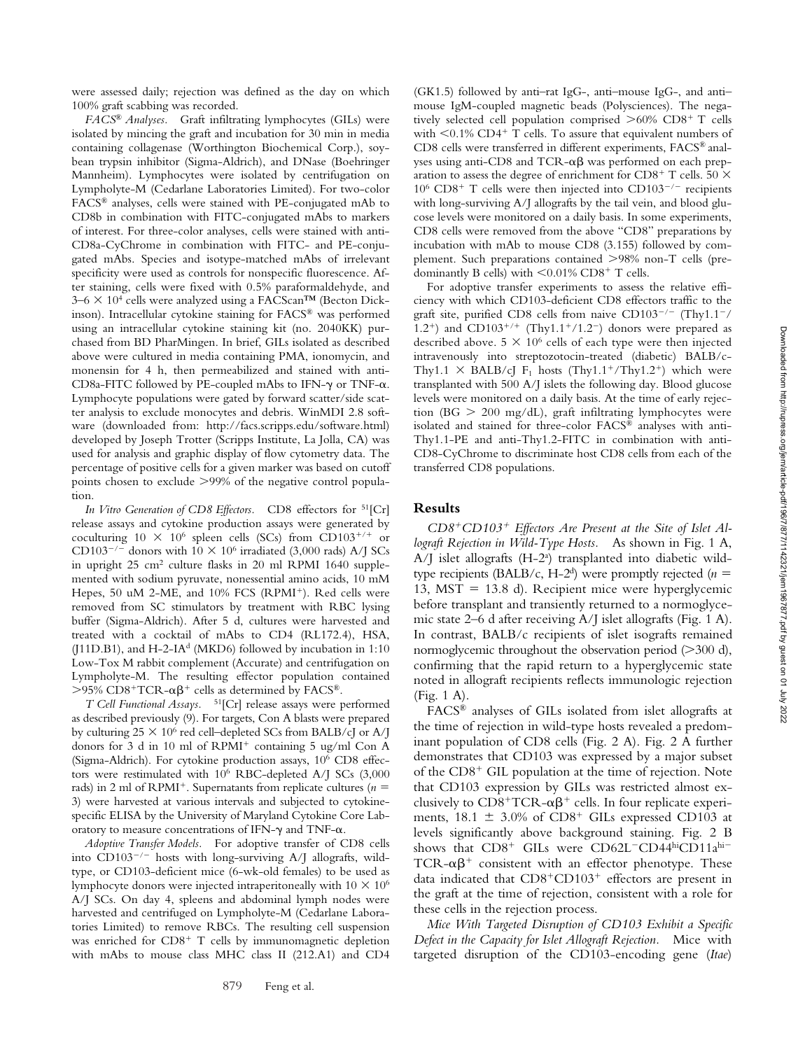were assessed daily; rejection was defined as the day on which 100% graft scabbing was recorded.

*FACS® Analyses.* Graft infiltrating lymphocytes (GILs) were isolated by mincing the graft and incubation for 30 min in media containing collagenase (Worthington Biochemical Corp.), soybean trypsin inhibitor (Sigma-Aldrich), and DNase (Boehringer Mannheim). Lymphocytes were isolated by centrifugation on Lympholyte-M (Cedarlane Laboratories Limited). For two-color FACS® analyses, cells were stained with PE-conjugated mAb to CD8b in combination with FITC-conjugated mAbs to markers of interest. For three-color analyses, cells were stained with anti-CD8a-CyChrome in combination with FITC- and PE-conjugated mAbs. Species and isotype-matched mAbs of irrelevant specificity were used as controls for nonspecific fluorescence. After staining, cells were fixed with 0.5% paraformaldehyde, and $3–6 \times 10^4$ cells were analyzed using a FACScan™ (Becton Dickinson). Intracellular cytokine staining for FACS® was performed using an intracellular cytokine staining kit (no. 2040KK) purchased from BD PharMingen. In brief, GILs isolated as described above were cultured in media containing PMA, ionomycin, and monensin for 4 h, then permeabilized and stained with anti-CD8a-FITC followed by PE-coupled mAbs to IFN-γ or TNF-α. Lymphocyte populations were gated by forward scatter/side scatter analysis to exclude monocytes and debris. WinMDI 2.8 software (downloaded from: http://facs.scripps.edu/software.html) developed by Joseph Trotter (Scripps Institute, La Jolla, CA) was used for analysis and graphic display of flow cytometry data. The percentage of positive cells for a given marker was based on cutoff points chosen to exclude >99% of the negative control population.

*In Vitro Generation of CD8 Effectors.* CD8 effectors for $^{51}$[Cr] release assays and cytokine production assays were generated by coculturing $10 \times 10^6$ spleen cells (SCs) from CD103$^{+/+}$ or CD103$^{-/-}$ donors with $10 \times 10^6$ irradiated (3,000 rads) A/J SCs in upright 25 cm$^2$ culture flasks in 20 ml RPMI 1640 supplemented with sodium pyruvate, nonessential amino acids, 10 mM Hepes, 50 uM 2-ME, and 10% FCS (RPMI$^+$). Red cells were removed from SC stimulators by treatment with RBC lysing buffer (Sigma-Aldrich). After 5 d, cultures were harvested and treated with a cocktail of mAbs to CD4 (RL172.4), HSA, (J11D.B1), and H-2-IA$^d$ (MKD6) followed by incubation in 1:10 Low-Tox M rabbit complement (Accurate) and centrifugation on Lympholyte-M. The resulting effector population contained >95% CD8$^+$TCR-αβ$^+$ cells as determined by FACS®.

*T Cell Functional Assays.* $^{51}$[Cr] release assays were performed as described previously (9). For targets, Con A blasts were prepared by culturing $25 \times 10^6$ red cell–depleted SCs from BALB/cJ or A/J donors for 3 d in 10 ml of RPMI$^+$ containing 5 ug/ml Con A (Sigma-Aldrich). For cytokine production assays, $10^6$ CD8 effectors were restimulated with $10^6$ RBC-depleted A/J SCs (3,000 rads) in 2 ml of RPMI$^+$. Supernatants from replicate cultures ($n$ = 3) were harvested at various intervals and subjected to cytokine-specific ELISA by the University of Maryland Cytokine Core Laboratory to measure concentrations of IFN-γ and TNF-α.

*Adoptive Transfer Models.* For adoptive transfer of CD8 cells into CD103$^{-/-}$ hosts with long-surviving A/J allografts, wild-type, or CD103-deficient mice (6-wk-old females) to be used as lymphocyte donors were injected intraperitoneally with $10 \times 10^6$ A/J SCs. On day 4, spleens and abdominal lymph nodes were harvested and centrifuged on Lympholyte-M (Cedarlane Laboratories Limited) to remove RBCs. The resulting cell suspension was enriched for CD8$^+$ T cells by immunomagnetic depletion with mAbs to mouse class MHC class II (212.A1) and CD4 (GK1.5) followed by anti–rat IgG-, anti–mouse IgG-, and anti–mouse IgM-coupled magnetic beads (Polysciences). The negatively selected cell population comprised >60% CD8$^+$ T cells with <0.1% CD4$^+$ T cells. To assure that equivalent numbers of CD8 cells were transferred in different experiments, FACS® analyses using anti-CD8 and TCR-αβ was performed on each preparation to assess the degree of enrichment for CD8$^+$ T cells. $50 \times 10^6$ CD8$^+$ T cells were then injected into CD103$^{-/-}$ recipients with long-surviving A/J allografts by the tail vein, and blood glucose levels were monitored on a daily basis. In some experiments, CD8 cells were removed from the above "CD8" preparations by incubation with mAb to mouse CD8 (3.155) followed by complement. Such preparations contained >98% non-T cells (predominantly B cells) with <0.01% CD8$^+$ T cells.

For adoptive transfer experiments to assess the relative efficiency with which CD103-deficient CD8 effectors traffic to the graft site, purified CD8 cells from naive CD103$^{-/-}$ (Thy1.1$^-$/1.2$^+$) and CD103$^{+/+}$ (Thy1.1$^+$/1.2$^-$) donors were prepared as described above. $5 \times 10^6$ cells of each type were then injected intravenously into streptozotocin-treated (diabetic) BALB/c-Thy1.1 × BALB/cJ F$_1$ hosts (Thy1.1$^+$/Thy1.2$^+$) which were transplanted with 500 A/J islets the following day. Blood glucose levels were monitored on a daily basis. At the time of early rejection (BG > 200 mg/dL), graft infiltrating lymphocytes were isolated and stained for three-color FACS® analyses with anti-Thy1.1-PE and anti-Thy1.2-FITC in combination with anti-CD8-CyChrome to discriminate host CD8 cells from each of the transferred CD8 populations.

## Results

*CD8$^+$CD103$^+$ Effectors Are Present at the Site of Islet Allograft Rejection in Wild-Type Hosts.* As shown in Fig. 1 A, A/J islet allografts (H-2$^a$) transplanted into diabetic wild-type recipients (BALB/c, H-2$^d$) were promptly rejected ($n$ = 13, MST = 13.8 d). Recipient mice were hyperglycemic before transplant and transiently returned to a normoglycemic state 2–6 d after receiving A/J islet allografts (Fig. 1 A). In contrast, BALB/c recipients of islet isografts remained normoglycemic throughout the observation period (>300 d), confirming that the rapid return to a hyperglycemic state noted in allograft recipients reflects immunologic rejection (Fig. 1 A).

FACS® analyses of GILs isolated from islet allografts at the time of rejection in wild-type hosts revealed a predominant population of CD8 cells (Fig. 2 A). Fig. 2 A further demonstrates that CD103 was expressed by a major subset of the CD8$^+$ GIL population at the time of rejection. Note that CD103 expression by GILs was restricted almost exclusively to CD8$^+$TCR-αβ$^+$ cells. In four replicate experiments, 18.1 ± 3.0% of CD8$^+$ GILs expressed CD103 at levels significantly above background staining. Fig. 2 B shows that CD8$^+$ GILs were CD62L$^-$CD44$^{hi}$CD11a$^{hi-}$ TCR-αβ$^+$ consistent with an effector phenotype. These data indicated that CD8$^+$CD103$^+$ effectors are present in the graft at the time of rejection, consistent with a role for these cells in the rejection process.

*Mice With Targeted Disruption of CD103 Exhibit a Specific Defect in the Capacity for Islet Allograft Rejection.* Mice with targeted disruption of the CD103-encoding gene (*Itae*)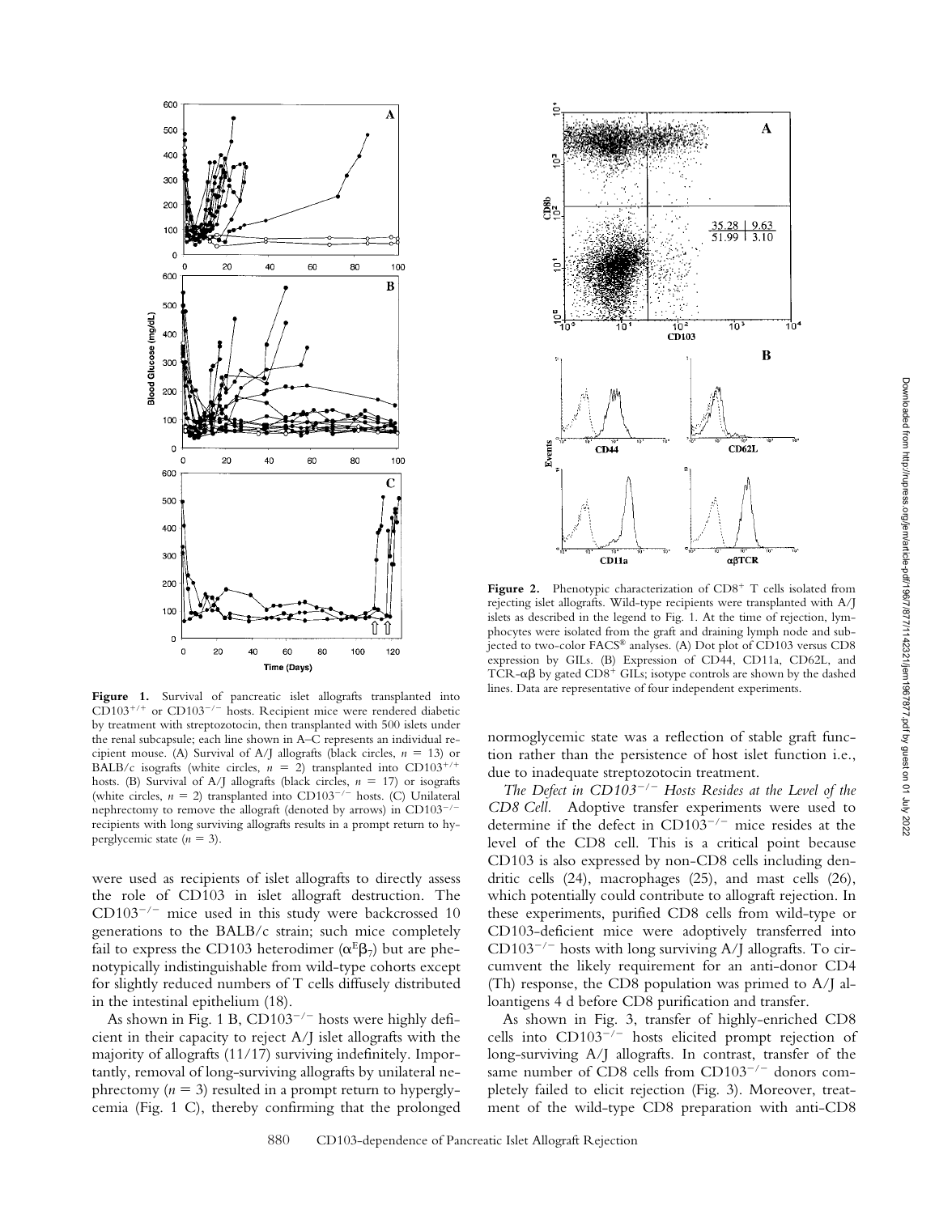**Figure 1.** Survival of pancreatic islet allografts transplanted into $CD103^{+/+}$ or $CD103^{-/-}$ hosts. Recipient mice were rendered diabetic by treatment with streptozotocin, then transplanted with 500 islets under the renal subcapsule; each line shown in A–C represents an individual recipient mouse. (A) Survival of A/J allografts (black circles, $n = 13$) or BALB/c isografts (white circles, $n = 2$) transplanted into $CD103^{+/+}$ hosts. (B) Survival of A/J allografts (black circles, $n = 17$) or isografts (white circles, $n = 2$) transplanted into $CD103^{-/-}$ hosts. (C) Unilateral nephrectomy to remove the allograft (denoted by arrows) in $CD103^{-/-}$ recipients with long surviving allografts results in a prompt return to hyperglycemic state ($n = 3$).

**Figure 2.** Phenotypic characterization of $CD8^{+}$ T cells isolated from rejecting islet allografts. Wild-type recipients were transplanted with A/J islets as described in the legend to Fig. 1. At the time of rejection, lymphocytes were isolated from the graft and draining lymph node and subjected to two-color FACS® analyses. (A) Dot plot of CD103 versus CD8 expression by GILs. (B) Expression of CD44, CD11a, CD62L, and TCR-αβ by gated $CD8^{+}$ GILs; isotype controls are shown by the dashed lines. Data are representative of four independent experiments.

were used as recipients of islet allografts to directly assess the role of CD103 in islet allograft destruction. The $CD103^{-/-}$ mice used in this study were backcrossed 10 generations to the BALB/c strain; such mice completely fail to express the CD103 heterodimer ($\alpha^{E}\beta_{7}$) but are phenotypically indistinguishable from wild-type cohorts except for slightly reduced numbers of T cells diffusely distributed in the intestinal epithelium (18).

As shown in Fig. 1 B, $CD103^{-/-}$ hosts were highly deficient in their capacity to reject A/J islet allografts with the majority of allografts (11/17) surviving indefinitely. Importantly, removal of long-surviving allografts by unilateral nephrectomy ($n = 3$) resulted in a prompt return to hyperglycemia (Fig. 1 C), thereby confirming that the prolonged normoglycemic state was a reflection of stable graft function rather than the persistence of host islet function i.e., due to inadequate streptozotocin treatment.

*The Defect in $CD103^{-/-}$ Hosts Resides at the Level of the CD8 Cell.* Adoptive transfer experiments were used to determine if the defect in $CD103^{-/-}$ mice resides at the level of the CD8 cell. This is a critical point because CD103 is also expressed by non-CD8 cells including dendritic cells (24), macrophages (25), and mast cells (26), which potentially could contribute to allograft rejection. In these experiments, purified CD8 cells from wild-type or CD103-deficient mice were adoptively transferred into $CD103^{-/-}$ hosts with long surviving A/J allografts. To circumvent the likely requirement for an anti-donor CD4 (Th) response, the CD8 population was primed to A/J alloantigens 4 d before CD8 purification and transfer.

As shown in Fig. 3, transfer of highly-enriched CD8 cells into $CD103^{-/-}$ hosts elicited prompt rejection of long-surviving A/J allografts. In contrast, transfer of the same number of CD8 cells from $CD103^{-/-}$ donors completely failed to elicit rejection (Fig. 3). Moreover, treatment of the wild-type CD8 preparation with anti-CD8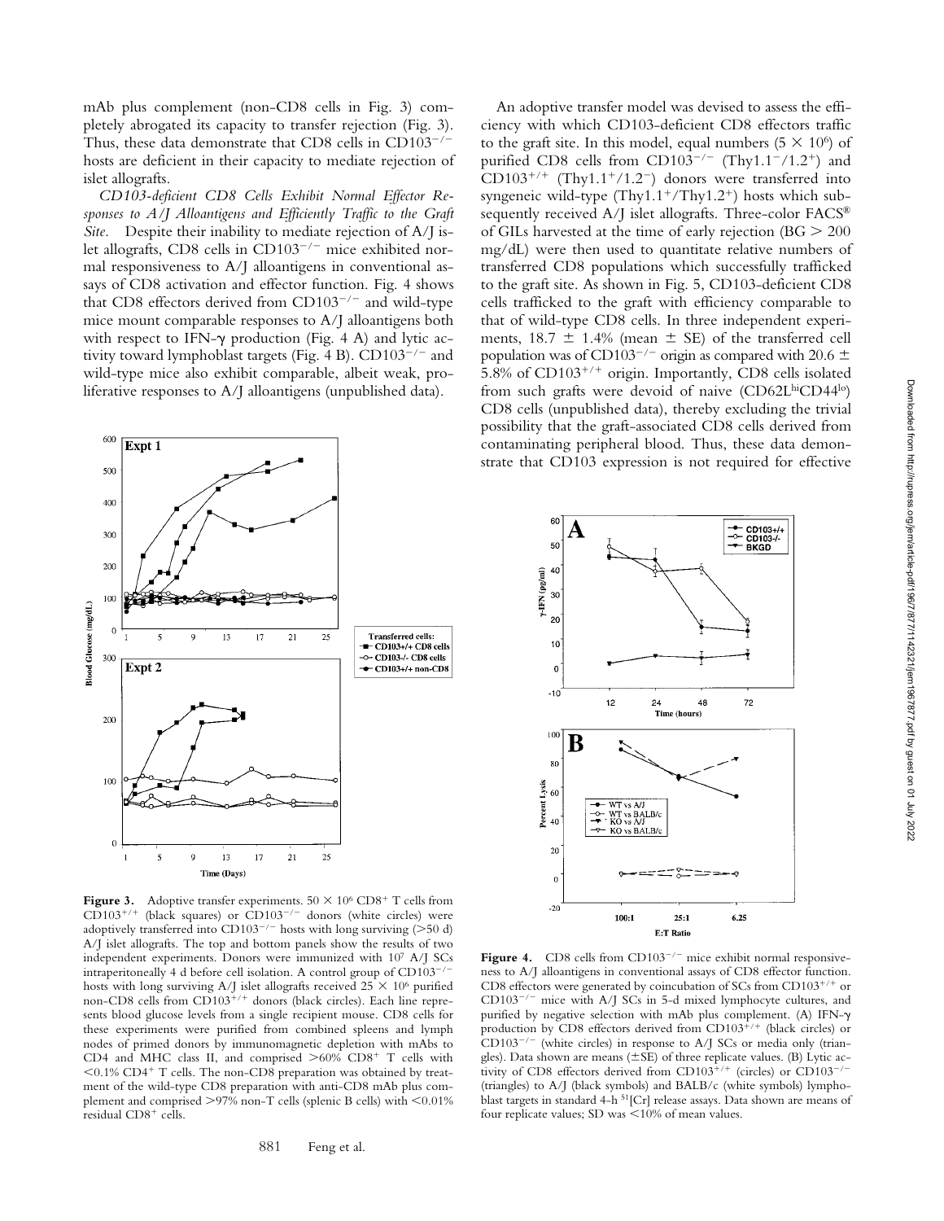mAb plus complement (non-CD8 cells in Fig. 3) completely abrogated its capacity to transfer rejection (Fig. 3). Thus, these data demonstrate that CD8 cells in CD103$^{-/-}$ hosts are deficient in their capacity to mediate rejection of islet allografts.

*CD103-deficient CD8 Cells Exhibit Normal Effector Responses to A/J Alloantigens and Efficiently Traffic to the Graft Site.* Despite their inability to mediate rejection of A/J islet allografts, CD8 cells in CD103$^{-/-}$ mice exhibited normal responsiveness to A/J alloantigens in conventional assays of CD8 activation and effector function. Fig. 4 shows that CD8 effectors derived from CD103$^{-/-}$ and wild-type mice mount comparable responses to A/J alloantigens both with respect to IFN-γ production (Fig. 4 A) and lytic activity toward lymphoblast targets (Fig. 4 B). CD103$^{-/-}$ and wild-type mice also exhibit comparable, albeit weak, proliferative responses to A/J alloantigens (unpublished data).

**Figure 3.** Adoptive transfer experiments. $50 \times 10^6$ CD8$^+$ T cells from CD103$^{+/+}$ (black squares) or CD103$^{-/-}$ donors (white circles) were adoptively transferred into CD103$^{-/-}$ hosts with long surviving (>50 d) A/J islet allografts. The top and bottom panels show the results of two independent experiments. Donors were immunized with $10^7$ A/J SCs intraperitoneally 4 d before cell isolation. A control group of CD103$^{-/-}$ hosts with long surviving A/J islet allografts received $25 \times 10^6$ purified non-CD8 cells from CD103$^{+/+}$ donors (black circles). Each line represents blood glucose levels from a single recipient mouse. CD8 cells for these experiments were purified from combined spleens and lymph nodes of primed donors by immunomagnetic depletion with mAbs to CD4 and MHC class II, and comprised >60% CD8$^+$ T cells with <0.1% CD4$^+$ T cells. The non-CD8 preparation was obtained by treatment of the wild-type CD8 preparation with anti-CD8 mAb plus complement and comprised >97% non-T cells (splenic B cells) with <0.01% residual CD8$^+$ cells.

An adoptive transfer model was devised to assess the efficiency with which CD103-deficient CD8 effectors traffic to the graft site. In this model, equal numbers ($5 \times 10^6$) of purified CD8 cells from CD103$^{-/-}$ (Thy1.1$^-$/1.2$^+$) and CD103$^{+/+}$ (Thy1.1$^+$/1.2$^-$) donors were transferred into syngeneic wild-type (Thy1.1$^+$/Thy1.2$^+$) hosts which subsequently received A/J islet allografts. Three-color FACS® of GILs harvested at the time of early rejection (BG > 200 mg/dL) were then used to quantitate relative numbers of transferred CD8 populations which successfully trafficked to the graft site. As shown in Fig. 5, CD103-deficient CD8 cells trafficked to the graft with efficiency comparable to that of wild-type CD8 cells. In three independent experiments, 18.7 ± 1.4% (mean ± SE) of the transferred cell population was of CD103$^{-/-}$ origin as compared with 20.6 ± 5.8% of CD103$^{+/+}$ origin. Importantly, CD8 cells isolated from such grafts were devoid of naive (CD62L$^{hi}$CD44$^{lo}$) CD8 cells (unpublished data), thereby excluding the trivial possibility that the graft-associated CD8 cells derived from contaminating peripheral blood. Thus, these data demonstrate that CD103 expression is not required for effective

**Figure 4.** CD8 cells from CD103$^{-/-}$ mice exhibit normal responsiveness to A/J alloantigens in conventional assays of CD8 effector function. CD8 effectors were generated by coincubation of SCs from CD103$^{+/+}$ or CD103$^{-/-}$ mice with A/J SCs in 5-d mixed lymphocyte cultures, and purified by negative selection with mAb plus complement. (A) IFN-γ production by CD8 effectors derived from CD103$^{+/+}$ (black circles) or CD103$^{-/-}$ (white circles) in response to A/J SCs or media only (triangles). Data shown are means (±SE) of three replicate values. (B) Lytic activity of CD8 effectors derived from CD103$^{+/+}$ (circles) or CD103$^{-/-}$ (triangles) to A/J (black symbols) and BALB/c (white symbols) lymphoblast targets in standard 4-h $^{51}$[Cr] release assays. Data shown are means of four replicate values; SD was <10% of mean values.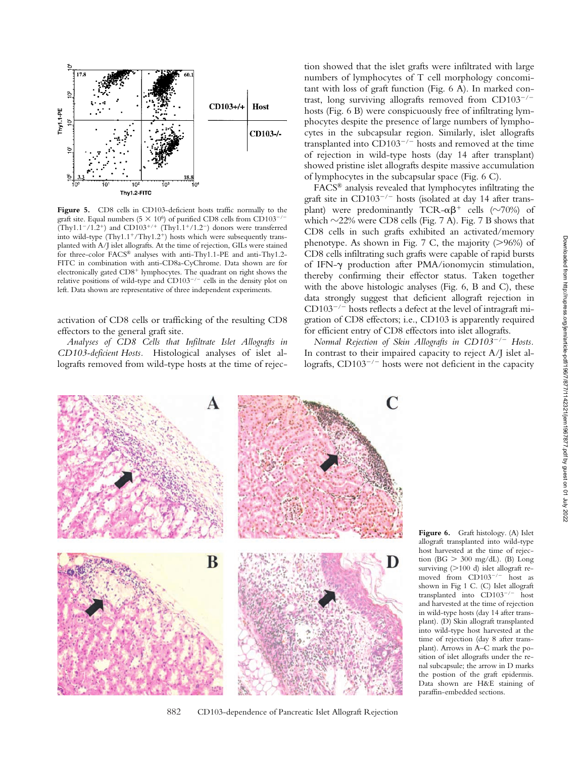**Figure 5.** CD8 cells in CD103-deficient hosts traffic normally to the graft site. Equal numbers ($5 \times 10^6$) of purified CD8 cells from CD103$^{-/-}$ (Thy1.1$^-$/1.2$^+$) and CD103$^{+/+}$ (Thy1.1$^+$/1.2$^-$) donors were transferred into wild-type (Thy1.1$^+$/Thy1.2$^+$) hosts which were subsequently transplanted with A/J islet allografts. At the time of rejection, GILs were stained for three-color FACS® analyses with anti-Thy1.1-PE and anti-Thy1.2-FITC in combination with anti-CD8a-CyChrome. Data shown are for electronically gated CD8$^+$ lymphocytes. The quadrant on right shows the relative positions of wild-type and CD103$^{-/-}$ cells in the density plot on left. Data shown are representative of three independent experiments.

activation of CD8 cells or trafficking of the resulting CD8 effectors to the general graft site.

*Analyses of CD8 Cells that Infiltrate Islet Allografts in CD103-deficient Hosts.* Histological analyses of islet allografts removed from wild-type hosts at the time of rejection showed that the islet grafts were infiltrated with large numbers of lymphocytes of T cell morphology concomitant with loss of graft function (Fig. 6 A). In marked contrast, long surviving allografts removed from CD103$^{-/-}$ hosts (Fig. 6 B) were conspicuously free of infiltrating lymphocytes despite the presence of large numbers of lymphocytes in the subcapsular region. Similarly, islet allografts transplanted into CD103$^{-/-}$ hosts and removed at the time of rejection in wild-type hosts (day 14 after transplant) showed pristine islet allografts despite massive accumulation of lymphocytes in the subcapsular space (Fig. 6 C).

FACS® analysis revealed that lymphocytes infiltrating the graft site in CD103$^{-/-}$ hosts (isolated at day 14 after transplant) were predominantly TCR-$\alpha\beta^+$ cells (~70%) of which ~22% were CD8 cells (Fig. 7 A). Fig. 7 B shows that CD8 cells in such grafts exhibited an activated/memory phenotype. As shown in Fig. 7 C, the majority (>96%) of CD8 cells infiltrating such grafts were capable of rapid bursts of IFN-$\gamma$ production after PMA/ionomycin stimulation, thereby confirming their effector status. Taken together with the above histologic analyses (Fig. 6, B and C), these data strongly suggest that deficient allograft rejection in CD103$^{-/-}$ hosts reflects a defect at the level of intragraft migration of CD8 effectors; i.e., CD103 is apparently required for efficient entry of CD8 effectors into islet allografts.

*Normal Rejection of Skin Allografts in CD103$^{-/-}$ Hosts.* In contrast to their impaired capacity to reject A/J islet allografts, CD103$^{-/-}$ hosts were not deficient in the capacity

**Figure 6.** Graft histology. (A) Islet allograft transplanted into wild-type host harvested at the time of rejection (BG > 300 mg/dL). (B) Long surviving (>100 d) islet allograft removed from CD103$^{-/-}$ host as shown in Fig 1 C. (C) Islet allograft transplanted into CD103$^{-/-}$ host and harvested at the time of rejection in wild-type hosts (day 14 after transplant). (D) Skin allograft transplanted into wild-type host harvested at the time of rejection (day 8 after transplant). Arrows in A–C mark the position of islet allografts under the renal subcapsule; the arrow in D marks the postion of the graft epidermis. Data shown are H&E staining of paraffin-embedded sections.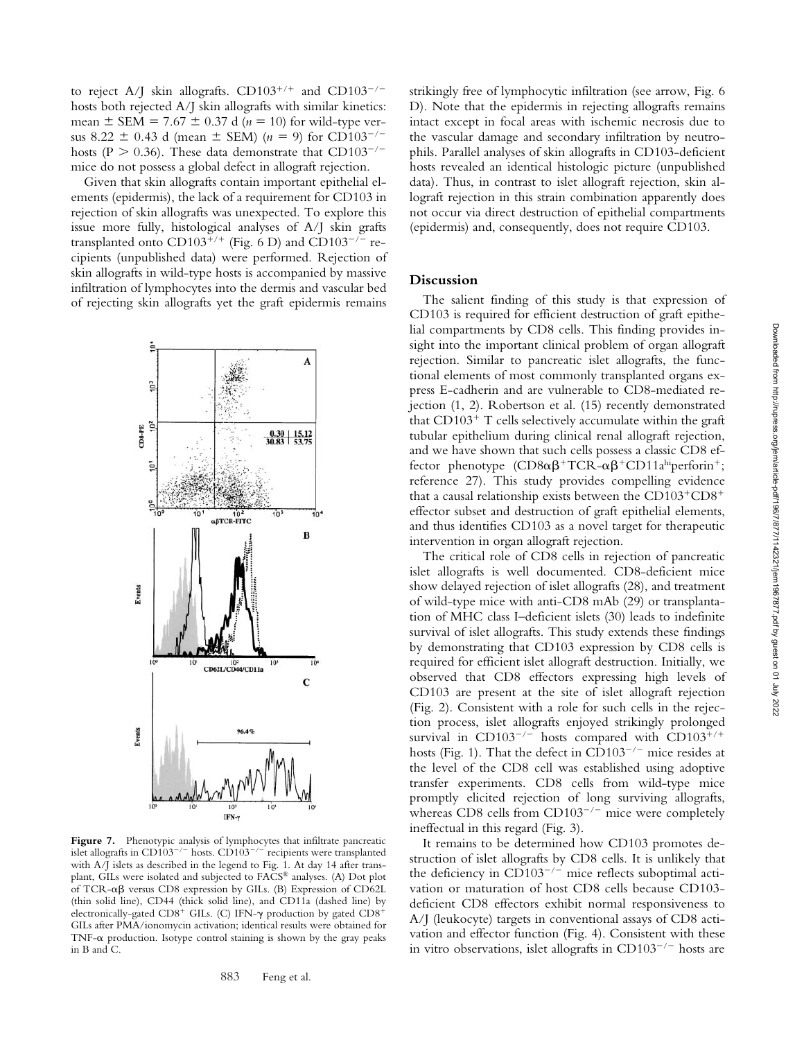to reject A/J skin allografts. $CD103^{+/+}$ and $CD103^{-/-}$ hosts both rejected A/J skin allografts with similar kinetics: mean ± SEM = 7.67 ± 0.37 d ($n$ = 10) for wild-type versus 8.22 ± 0.43 d (mean ± SEM) ($n$ = 9) for $CD103^{-/-}$ hosts ($P > 0.36$). These data demonstrate that $CD103^{-/-}$ mice do not possess a global defect in allograft rejection.

Given that skin allografts contain important epithelial elements (epidermis), the lack of a requirement for CD103 in rejection of skin allografts was unexpected. To explore this issue more fully, histological analyses of A/J skin grafts transplanted onto $CD103^{+/+}$ (Fig. 6 D) and $CD103^{-/-}$ recipients (unpublished data) were performed. Rejection of skin allografts in wild-type hosts is accompanied by massive infiltration of lymphocytes into the dermis and vascular bed of rejecting skin allografts yet the graft epidermis remains strikingly free of lymphocytic infiltration (see arrow, Fig. 6 D). Note that the epidermis in rejecting allografts remains intact except in focal areas with ischemic necrosis due to the vascular damage and secondary infiltration by neutrophils. Parallel analyses of skin allografts in CD103-deficient hosts revealed an identical histologic picture (unpublished data). Thus, in contrast to islet allograft rejection, skin allograft rejection in this strain combination apparently does not occur via direct destruction of epithelial compartments (epidermis) and, consequently, does not require CD103.

**Figure 7.** Phenotypic analysis of lymphocytes that infiltrate pancreatic islet allografts in $CD103^{-/-}$ hosts. $CD103^{-/-}$ recipients were transplanted with A/J islets as described in the legend to Fig. 1. At day 14 after transplant, GILs were isolated and subjected to FACS® analyses. (A) Dot plot of TCR-αβ versus CD8 expression by GILs. (B) Expression of CD62L (thin solid line), CD44 (thick solid line), and CD11a (dashed line) by electronically-gated $CD8^+$ GILs. (C) IFN-γ production by gated $CD8^+$ GILs after PMA/ionomycin activation; identical results were obtained for TNF-α production. Isotype control staining is shown by the gray peaks in B and C.

## Discussion

The salient finding of this study is that expression of CD103 is required for efficient destruction of graft epithelial compartments by CD8 cells. This finding provides insight into the important clinical problem of organ allograft rejection. Similar to pancreatic islet allografts, the functional elements of most commonly transplanted organs express E-cadherin and are vulnerable to CD8-mediated rejection (1, 2). Robertson et al. (15) recently demonstrated that $CD103^+$ T cells selectively accumulate within the graft tubular epithelium during clinical renal allograft rejection, and we have shown that such cells possess a classic CD8 effector phenotype ($CD8\alpha\beta^+TCR\text{-}\alpha\beta^+CD11a^{hi}perforin^+$; reference 27). This study provides compelling evidence that a causal relationship exists between the $CD103^+CD8^+$ effector subset and destruction of graft epithelial elements, and thus identifies CD103 as a novel target for therapeutic intervention in organ allograft rejection.

The critical role of CD8 cells in rejection of pancreatic islet allografts is well documented. CD8-deficient mice show delayed rejection of islet allografts (28), and treatment of wild-type mice with anti-CD8 mAb (29) or transplantation of MHC class I–deficient islets (30) leads to indefinite survival of islet allografts. This study extends these findings by demonstrating that CD103 expression by CD8 cells is required for efficient islet allograft destruction. Initially, we observed that CD8 effectors expressing high levels of CD103 are present at the site of islet allograft rejection (Fig. 2). Consistent with a role for such cells in the rejection process, islet allografts enjoyed strikingly prolonged survival in $CD103^{-/-}$ hosts compared with $CD103^{+/+}$ hosts (Fig. 1). That the defect in $CD103^{-/-}$ mice resides at the level of the CD8 cell was established using adoptive transfer experiments. CD8 cells from wild-type mice promptly elicited rejection of long surviving allografts, whereas CD8 cells from $CD103^{-/-}$ mice were completely ineffectual in this regard (Fig. 3).

It remains to be determined how CD103 promotes destruction of islet allografts by CD8 cells. It is unlikely that the deficiency in $CD103^{-/-}$ mice reflects suboptimal activation or maturation of host CD8 cells because CD103-deficient CD8 effectors exhibit normal responsiveness to A/J (leukocyte) targets in conventional assays of CD8 activation and effector function (Fig. 4). Consistent with these in vitro observations, islet allografts in $CD103^{-/-}$ hosts are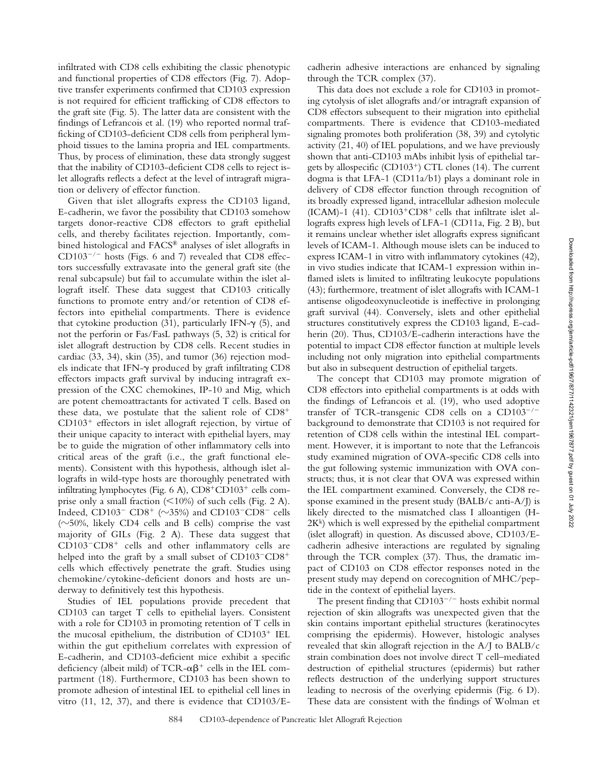infiltrated with CD8 cells exhibiting the classic phenotypic and functional properties of CD8 effectors (Fig. 7). Adoptive transfer experiments confirmed that CD103 expression is not required for efficient trafficking of CD8 effectors to the graft site (Fig. 5). The latter data are consistent with the findings of Lefrancois et al. (19) who reported normal trafficking of CD103-deficient CD8 cells from peripheral lymphoid tissues to the lamina propria and IEL compartments. Thus, by process of elimination, these data strongly suggest that the inability of CD103-deficient CD8 cells to reject islet allografts reflects a defect at the level of intragraft migration or delivery of effector function.

Given that islet allografts express the CD103 ligand, E-cadherin, we favor the possibility that CD103 somehow targets donor-reactive CD8 effectors to graft epithelial cells, and thereby facilitates rejection. Importantly, combined histological and FACS® analyses of islet allografts in $CD103^{-/-}$ hosts (Figs. 6 and 7) revealed that CD8 effectors successfully extravasate into the general graft site (the renal subcapsule) but fail to accumulate within the islet allograft itself. These data suggest that CD103 critically functions to promote entry and/or retention of CD8 effectors into epithelial compartments. There is evidence that cytokine production (31), particularly IFN-$\gamma$ (5), and not the perforin or Fas/FasL pathways (5, 32) is critical for islet allograft destruction by CD8 cells. Recent studies in cardiac (33, 34), skin (35), and tumor (36) rejection models indicate that IFN-$\gamma$ produced by graft infiltrating CD8 effectors impacts graft survival by inducing intragraft expression of the CXC chemokines, IP-10 and Mig, which are potent chemoattractants for activated T cells. Based on these data, we postulate that the salient role of $CD8^+$ $CD103^+$ effectors in islet allograft rejection, by virtue of their unique capacity to interact with epithelial layers, may be to guide the migration of other inflammatory cells into critical areas of the graft (i.e., the graft functional elements). Consistent with this hypothesis, although islet allografts in wild-type hosts are thoroughly penetrated with infiltrating lymphocytes (Fig. 6 A), $CD8^+CD103^+$ cells comprise only a small fraction (<10%) of such cells (Fig. 2 A). Indeed, $CD103^-$ $CD8^+$ (~35%) and $CD103^-CD8^-$ cells (~50%, likely CD4 cells and B cells) comprise the vast majority of GILs (Fig. 2 A). These data suggest that $CD103^-CD8^+$ cells and other inflammatory cells are helped into the graft by a small subset of $CD103^-CD8^+$ cells which effectively penetrate the graft. Studies using chemokine/cytokine-deficient donors and hosts are underway to definitively test this hypothesis.

Studies of IEL populations provide precedent that CD103 can target T cells to epithelial layers. Consistent with a role for CD103 in promoting retention of T cells in the mucosal epithelium, the distribution of $CD103^+$ IEL within the gut epithelium correlates with expression of E-cadherin, and CD103-deficient mice exhibit a specific deficiency (albeit mild) of TCR-$\alpha\beta^+$ cells in the IEL compartment (18). Furthermore, CD103 has been shown to promote adhesion of intestinal IEL to epithelial cell lines in vitro (11, 12, 37), and there is evidence that CD103/E-cadherin adhesive interactions are enhanced by signaling through the TCR complex (37).

This data does not exclude a role for CD103 in promoting cytolysis of islet allografts and/or intragraft expansion of CD8 effectors subsequent to their migration into epithelial compartments. There is evidence that CD103-mediated signaling promotes both proliferation (38, 39) and cytolytic activity (21, 40) of IEL populations, and we have previously shown that anti-CD103 mAbs inhibit lysis of epithelial targets by allospecific ($CD103^+$) CTL clones (14). The current dogma is that LFA-1 (CD11a/b1) plays a dominant role in delivery of CD8 effector function through recognition of its broadly expressed ligand, intracellular adhesion molecule (ICAM)-1 (41). $CD103^+CD8^+$ cells that infiltrate islet allografts express high levels of LFA-1 (CD11a, Fig. 2 B), but it remains unclear whether islet allografts express significant levels of ICAM-1. Although mouse islets can be induced to express ICAM-1 in vitro with inflammatory cytokines (42), in vivo studies indicate that ICAM-1 expression within inflamed islets is limited to infiltrating leukocyte populations (43); furthermore, treatment of islet allografts with ICAM-1 antisense oligodeoxynucleotide is ineffective in prolonging graft survival (44). Conversely, islets and other epithelial structures constitutively express the CD103 ligand, E-cadherin (20). Thus, CD103/E-cadherin interactions have the potential to impact CD8 effector function at multiple levels including not only migration into epithelial compartments but also in subsequent destruction of epithelial targets.

The concept that CD103 may promote migration of CD8 effectors into epithelial compartments is at odds with the findings of Lefrancois et al. (19), who used adoptive transfer of TCR-transgenic CD8 cells on a $CD103^{-/-}$ background to demonstrate that CD103 is not required for retention of CD8 cells within the intestinal IEL compartment. However, it is important to note that the Lefrancois study examined migration of OVA-specific CD8 cells into the gut following systemic immunization with OVA constructs; thus, it is not clear that OVA was expressed within the IEL compartment examined. Conversely, the CD8 response examined in the present study (BALB/c anti-A/J) is likely directed to the mismatched class I alloantigen ($H\text{-}2K^k$) which is well expressed by the epithelial compartment (islet allograft) in question. As discussed above, CD103/E-cadherin adhesive interactions are regulated by signaling through the TCR complex (37). Thus, the dramatic impact of CD103 on CD8 effector responses noted in the present study may depend on corecognition of MHC/peptide in the context of epithelial layers.

The present finding that $CD103^{-/-}$ hosts exhibit normal rejection of skin allografts was unexpected given that the skin contains important epithelial structures (keratinocytes comprising the epidermis). However, histologic analyses revealed that skin allograft rejection in the A/J to BALB/c strain combination does not involve direct T cell–mediated destruction of epithelial structures (epidermis) but rather reflects destruction of the underlying support structures leading to necrosis of the overlying epidermis (Fig. 6 D). These data are consistent with the findings of Wolman et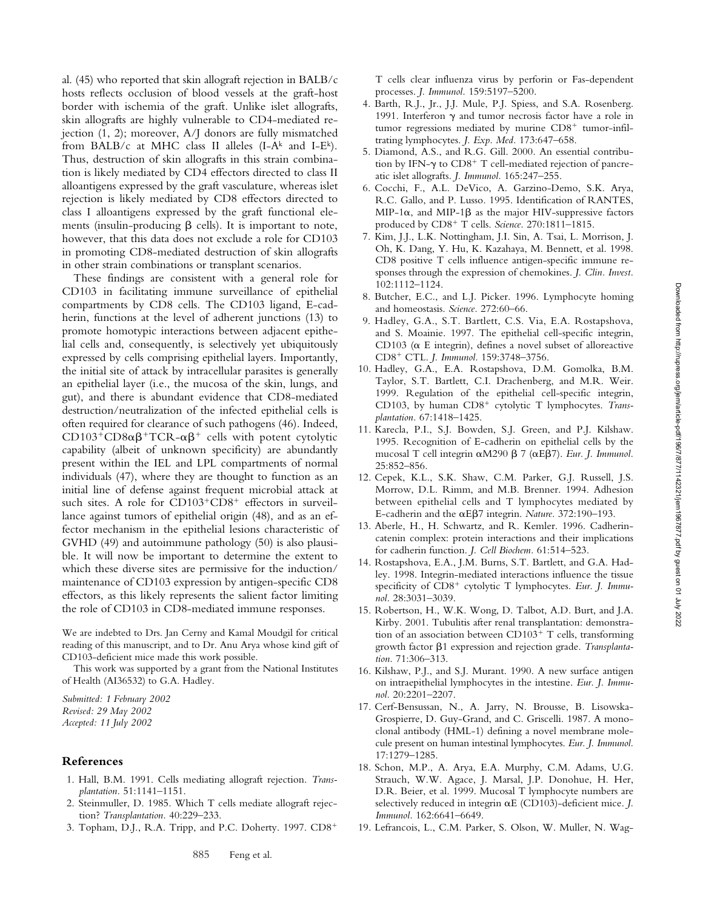al. (45) who reported that skin allograft rejection in BALB/c hosts reflects occlusion of blood vessels at the graft-host border with ischemia of the graft. Unlike islet allografts, skin allografts are highly vulnerable to CD4-mediated rejection (1, 2); moreover, A/J donors are fully mismatched from BALB/c at MHC class II alleles (I-A$^k$ and I-E$^k$). Thus, destruction of skin allografts in this strain combination is likely mediated by CD4 effectors directed to class II alloantigens expressed by the graft vasculature, whereas islet rejection is likely mediated by CD8 effectors directed to class I alloantigens expressed by the graft functional elements (insulin-producing β cells). It is important to note, however, that this data does not exclude a role for CD103 in promoting CD8-mediated destruction of skin allografts in other strain combinations or transplant scenarios.

These findings are consistent with a general role for CD103 in facilitating immune surveillance of epithelial compartments by CD8 cells. The CD103 ligand, E-cadherin, functions at the level of adherent junctions (13) to promote homotypic interactions between adjacent epithelial cells and, consequently, is selectively yet ubiquitously expressed by cells comprising epithelial layers. Importantly, the initial site of attack by intracellular parasites is generally an epithelial layer (i.e., the mucosa of the skin, lungs, and gut), and there is abundant evidence that CD8-mediated destruction/neutralization of the infected epithelial cells is often required for clearance of such pathogens (46). Indeed, CD103$^+$CD8αβ$^+$TCR-αβ$^+$ cells with potent cytolytic capability (albeit of unknown specificity) are abundantly present within the IEL and LPL compartments of normal individuals (47), where they are thought to function as an initial line of defense against frequent microbial attack at such sites. A role for CD103$^+$CD8$^+$ effectors in surveillance against tumors of epithelial origin (48), and as an effector mechanism in the epithelial lesions characteristic of GVHD (49) and autoimmune pathology (50) is also plausible. It will now be important to determine the extent to which these diverse sites are permissive for the induction/maintenance of CD103 expression by antigen-specific CD8 effectors, as this likely represents the salient factor limiting the role of CD103 in CD8-mediated immune responses.

We are indebted to Drs. Jan Cerny and Kamal Moudgil for critical reading of this manuscript, and to Dr. Anu Arya whose kind gift of CD103-deficient mice made this work possible.

This work was supported by a grant from the National Institutes of Health (AI36532) to G.A. Hadley.

*Submitted: 1 February 2002*
*Revised: 29 May 2002*
*Accepted: 11 July 2002*

## References

1. Hall, B.M. 1991. Cells mediating allograft rejection. *Transplantation.* 51:1141–1151.
2. Steinmuller, D. 1985. Which T cells mediate allograft rejection? *Transplantation.* 40:229–233.
3. Topham, D.J., R.A. Tripp, and P.C. Doherty. 1997. CD8$^+$ T cells clear influenza virus by perforin or Fas-dependent processes. *J. Immunol.* 159:5197–5200.
4. Barth, R.J., Jr., J.J. Mule, P.J. Spiess, and S.A. Rosenberg. 1991. Interferon γ and tumor necrosis factor have a role in tumor regressions mediated by murine CD8$^+$ tumor-infiltrating lymphocytes. *J. Exp. Med.* 173:647–658.
5. Diamond, A.S., and R.G. Gill. 2000. An essential contribution by IFN-γ to CD8$^+$ T cell-mediated rejection of pancreatic islet allografts. *J. Immunol.* 165:247–255.
6. Cocchi, F., A.L. DeVico, A. Garzino-Demo, S.K. Arya, R.C. Gallo, and P. Lusso. 1995. Identification of RANTES, MIP-1α, and MIP-1β as the major HIV-suppressive factors produced by CD8$^+$ T cells. *Science.* 270:1811–1815.
7. Kim, J.J., L.K. Nottingham, J.I. Sin, A. Tsai, L. Morrison, J. Oh, K. Dang, Y. Hu, K. Kazahaya, M. Bennett, et al. 1998. CD8 positive T cells influence antigen-specific immune responses through the expression of chemokines. *J. Clin. Invest.* 102:1112–1124.
8. Butcher, E.C., and L.J. Picker. 1996. Lymphocyte homing and homeostasis. *Science.* 272:60–66.
9. Hadley, G.A., S.T. Bartlett, C.S. Via, E.A. Rostapshova, and S. Moainie. 1997. The epithelial cell-specific integrin, CD103 (α E integrin), defines a novel subset of alloreactive CD8$^+$ CTL. *J. Immunol.* 159:3748–3756.
10. Hadley, G.A., E.A. Rostapshova, D.M. Gomolka, B.M. Taylor, S.T. Bartlett, C.I. Drachenberg, and M.R. Weir. 1999. Regulation of the epithelial cell-specific integrin, CD103, by human CD8$^+$ cytolytic T lymphocytes. *Transplantation.* 67:1418–1425.
11. Karecla, P.I., S.J. Bowden, S.J. Green, and P.J. Kilshaw. 1995. Recognition of E-cadherin on epithelial cells by the mucosal T cell integrin αM290 β 7 (αEβ7). *Eur. J. Immunol.* 25:852–856.
12. Cepek, K.L., S.K. Shaw, C.M. Parker, G.J. Russell, J.S. Morrow, D.L. Rimm, and M.B. Brenner. 1994. Adhesion between epithelial cells and T lymphocytes mediated by E-cadherin and the αEβ7 integrin. *Nature.* 372:190–193.
13. Aberle, H., H. Schwartz, and R. Kemler. 1996. Cadherin-catenin complex: protein interactions and their implications for cadherin function. *J. Cell Biochem.* 61:514–523.
14. Rostapshova, E.A., J.M. Burns, S.T. Bartlett, and G.A. Hadley. 1998. Integrin-mediated interactions influence the tissue specificity of CD8$^+$ cytolytic T lymphocytes. *Eur. J. Immunol.* 28:3031–3039.
15. Robertson, H., W.K. Wong, D. Talbot, A.D. Burt, and J.A. Kirby. 2001. Tubulitis after renal transplantation: demonstration of an association between CD103$^+$ T cells, transforming growth factor β1 expression and rejection grade. *Transplantation.* 71:306–313.
16. Kilshaw, P.J., and S.J. Murant. 1990. A new surface antigen on intraepithelial lymphocytes in the intestine. *Eur. J. Immunol.* 20:2201–2207.
17. Cerf-Bensussan, N., A. Jarry, N. Brousse, B. Lisowska-Grospierre, D. Guy-Grand, and C. Griscelli. 1987. A monoclonal antibody (HML-1) defining a novel membrane molecule present on human intestinal lymphocytes. *Eur. J. Immunol.* 17:1279–1285.
18. Schon, M.P., A. Arya, E.A. Murphy, C.M. Adams, U.G. Strauch, W.W. Agace, J. Marsal, J.P. Donohue, H. Her, D.R. Beier, et al. 1999. Mucosal T lymphocyte numbers are selectively reduced in integrin αE (CD103)-deficient mice. *J. Immunol.* 162:6641–6649.
19. Lefrancois, L., C.M. Parker, S. Olson, W. Muller, N. Wag-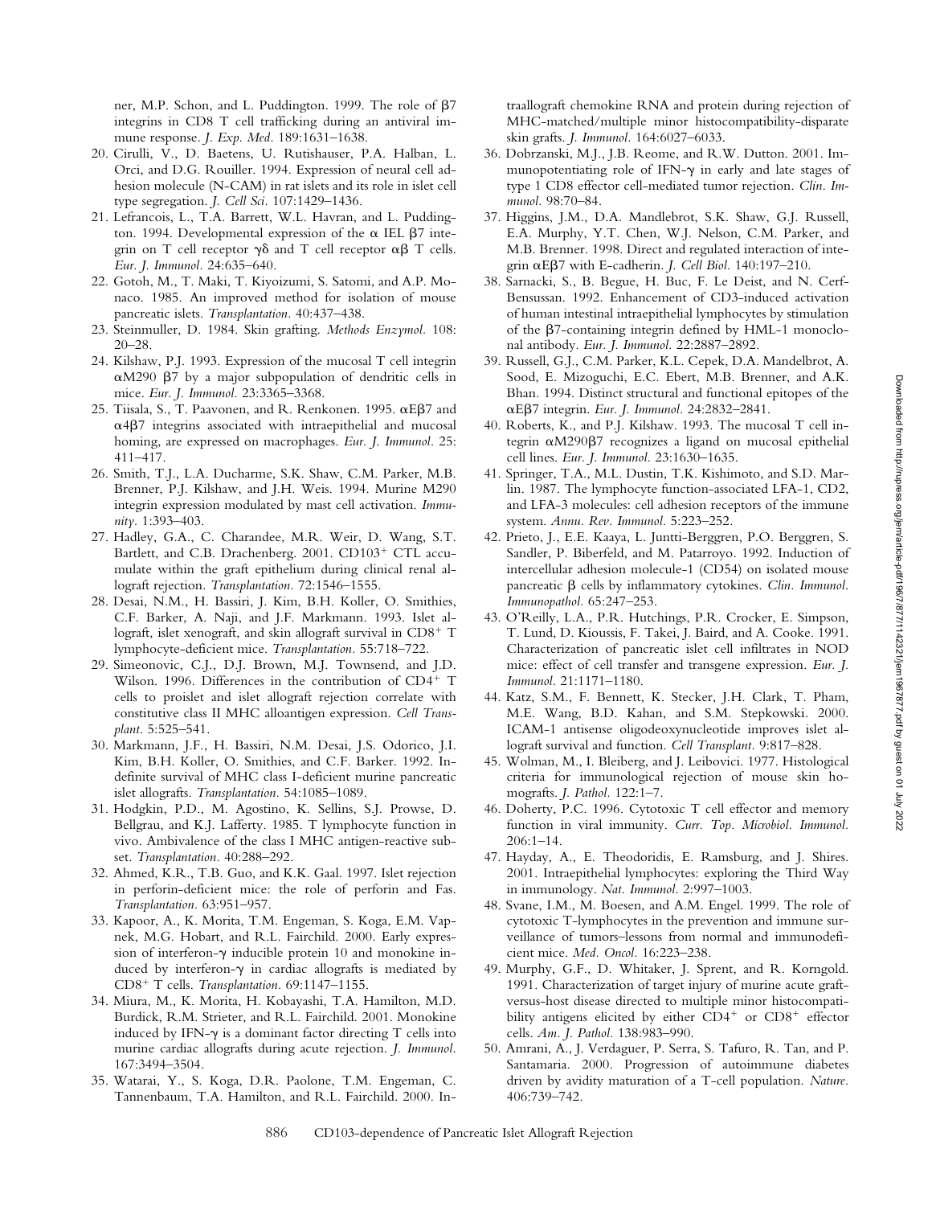ner, M.P. Schon, and L. Puddington. 1999. The role of β7 integrins in CD8 T cell trafficking during an antiviral immune response. *J. Exp. Med.* 189:1631–1638.

20. Cirulli, V., D. Baetens, U. Rutishauser, P.A. Halban, L. Orci, and D.G. Rouiller. 1994. Expression of neural cell adhesion molecule (N-CAM) in rat islets and its role in islet cell type segregation. *J. Cell Sci.* 107:1429–1436.
21. Lefrancois, L., T.A. Barrett, W.L. Havran, and L. Puddington. 1994. Developmental expression of the α IEL β7 integrin on T cell receptor γδ and T cell receptor αβ T cells. *Eur. J. Immunol.* 24:635–640.
22. Gotoh, M., T. Maki, T. Kiyoizumi, S. Satomi, and A.P. Monaco. 1985. An improved method for isolation of mouse pancreatic islets. *Transplantation.* 40:437–438.
23. Steinmuller, D. 1984. Skin grafting. *Methods Enzymol.* 108: 20–28.
24. Kilshaw, P.J. 1993. Expression of the mucosal T cell integrin αM290 β7 by a major subpopulation of dendritic cells in mice. *Eur. J. Immunol.* 23:3365–3368.
25. Tiisala, S., T. Paavonen, and R. Renkonen. 1995. αEβ7 and α4β7 integrins associated with intraepithelial and mucosal homing, are expressed on macrophages. *Eur. J. Immunol.* 25: 411–417.
26. Smith, T.J., L.A. Ducharme, S.K. Shaw, C.M. Parker, M.B. Brenner, P.J. Kilshaw, and J.H. Weis. 1994. Murine M290 integrin expression modulated by mast cell activation. *Immunity.* 1:393–403.
27. Hadley, G.A., C. Charandee, M.R. Weir, D. Wang, S.T. Bartlett, and C.B. Drachenberg. 2001. CD103+ CTL accumulate within the graft epithelium during clinical renal allograft rejection. *Transplantation.* 72:1546–1555.
28. Desai, N.M., H. Bassiri, J. Kim, B.H. Koller, O. Smithies, C.F. Barker, A. Naji, and J.F. Markmann. 1993. Islet allograft, islet xenograft, and skin allograft survival in CD8+ T lymphocyte-deficient mice. *Transplantation.* 55:718–722.
29. Simeonovic, C.J., D.J. Brown, M.J. Townsend, and J.D. Wilson. 1996. Differences in the contribution of CD4+ T cells to proislet and islet allograft rejection correlate with constitutive class II MHC alloantigen expression. *Cell Transplant.* 5:525–541.
30. Markmann, J.F., H. Bassiri, N.M. Desai, J.S. Odorico, J.I. Kim, B.H. Koller, O. Smithies, and C.F. Barker. 1992. Indefinite survival of MHC class I-deficient murine pancreatic islet allografts. *Transplantation.* 54:1085–1089.
31. Hodgkin, P.D., M. Agostino, K. Sellins, S.J. Prowse, D. Bellgrau, and K.J. Lafferty. 1985. T lymphocyte function in vivo. Ambivalence of the class I MHC antigen-reactive subset. *Transplantation.* 40:288–292.
32. Ahmed, K.R., T.B. Guo, and K.K. Gaal. 1997. Islet rejection in perforin-deficient mice: the role of perforin and Fas. *Transplantation.* 63:951–957.
33. Kapoor, A., K. Morita, T.M. Engeman, S. Koga, E.M. Vapnek, M.G. Hobart, and R.L. Fairchild. 2000. Early expression of interferon-γ inducible protein 10 and monokine induced by interferon-γ in cardiac allografts is mediated by CD8+ T cells. *Transplantation.* 69:1147–1155.
34. Miura, M., K. Morita, H. Kobayashi, T.A. Hamilton, M.D. Burdick, R.M. Strieter, and R.L. Fairchild. 2001. Monokine induced by IFN-γ is a dominant factor directing T cells into murine cardiac allografts during acute rejection. *J. Immunol.* 167:3494–3504.
35. Watarai, Y., S. Koga, D.R. Paolone, T.M. Engeman, C. Tannenbaum, T.A. Hamilton, and R.L. Fairchild. 2000. Intraallograft chemokine RNA and protein during rejection of MHC-matched/multiple minor histocompatibility-disparate skin grafts. *J. Immunol.* 164:6027–6033.
36. Dobrzanski, M.J., J.B. Reome, and R.W. Dutton. 2001. Immunopotentiating role of IFN-γ in early and late stages of type 1 CD8 effector cell-mediated tumor rejection. *Clin. Immunol.* 98:70–84.
37. Higgins, J.M., D.A. Mandlebrot, S.K. Shaw, G.J. Russell, E.A. Murphy, Y.T. Chen, W.J. Nelson, C.M. Parker, and M.B. Brenner. 1998. Direct and regulated interaction of integrin αEβ7 with E-cadherin. *J. Cell Biol.* 140:197–210.
38. Sarnacki, S., B. Begue, H. Buc, F. Le Deist, and N. Cerf-Bensussan. 1992. Enhancement of CD3-induced activation of human intestinal intraepithelial lymphocytes by stimulation of the β7-containing integrin defined by HML-1 monoclonal antibody. *Eur. J. Immunol.* 22:2887–2892.
39. Russell, G.J., C.M. Parker, K.L. Cepek, D.A. Mandelbrot, A. Sood, E. Mizoguchi, E.C. Ebert, M.B. Brenner, and A.K. Bhan. 1994. Distinct structural and functional epitopes of the αEβ7 integrin. *Eur. J. Immunol.* 24:2832–2841.
40. Roberts, K., and P.J. Kilshaw. 1993. The mucosal T cell integrin αM290β7 recognizes a ligand on mucosal epithelial cell lines. *Eur. J. Immunol.* 23:1630–1635.
41. Springer, T.A., M.L. Dustin, T.K. Kishimoto, and S.D. Marlin. 1987. The lymphocyte function-associated LFA-1, CD2, and LFA-3 molecules: cell adhesion receptors of the immune system. *Annu. Rev. Immunol.* 5:223–252.
42. Prieto, J., E.E. Kaaya, L. Juntti-Berggren, P.O. Berggren, S. Sandler, P. Biberfeld, and M. Patarroyo. 1992. Induction of intercellular adhesion molecule-1 (CD54) on isolated mouse pancreatic β cells by inflammatory cytokines. *Clin. Immunol. Immunopathol.* 65:247–253.
43. O'Reilly, L.A., P.R. Hutchings, P.R. Crocker, E. Simpson, T. Lund, D. Kioussis, F. Takei, J. Baird, and A. Cooke. 1991. Characterization of pancreatic islet cell infiltrates in NOD mice: effect of cell transfer and transgene expression. *Eur. J. Immunol.* 21:1171–1180.
44. Katz, S.M., F. Bennett, K. Stecker, J.H. Clark, T. Pham, M.E. Wang, B.D. Kahan, and S.M. Stepkowski. 2000. ICAM-1 antisense oligodeoxynucleotide improves islet allograft survival and function. *Cell Transplant.* 9:817–828.
45. Wolman, M., I. Bleiberg, and J. Leibovici. 1977. Histological criteria for immunological rejection of mouse skin homografts. *J. Pathol.* 122:1–7.
46. Doherty, P.C. 1996. Cytotoxic T cell effector and memory function in viral immunity. *Curr. Top. Microbiol. Immunol.* 206:1–14.
47. Hayday, A., E. Theodoridis, E. Ramsburg, and J. Shires. 2001. Intraepithelial lymphocytes: exploring the Third Way in immunology. *Nat. Immunol.* 2:997–1003.
48. Svane, I.M., M. Boesen, and A.M. Engel. 1999. The role of cytotoxic T-lymphocytes in the prevention and immune surveillance of tumors–lessons from normal and immunodeficient mice. *Med. Oncol.* 16:223–238.
49. Murphy, G.F., D. Whitaker, J. Sprent, and R. Korngold. 1991. Characterization of target injury of murine acute graft-versus-host disease directed to multiple minor histocompatibility antigens elicited by either CD4+ or CD8+ effector cells. *Am. J. Pathol.* 138:983–990.
50. Amrani, A., J. Verdaguer, P. Serra, S. Tafuro, R. Tan, and P. Santamaria. 2000. Progression of autoimmune diabetes driven by avidity maturation of a T-cell population. *Nature.* 406:739–742.